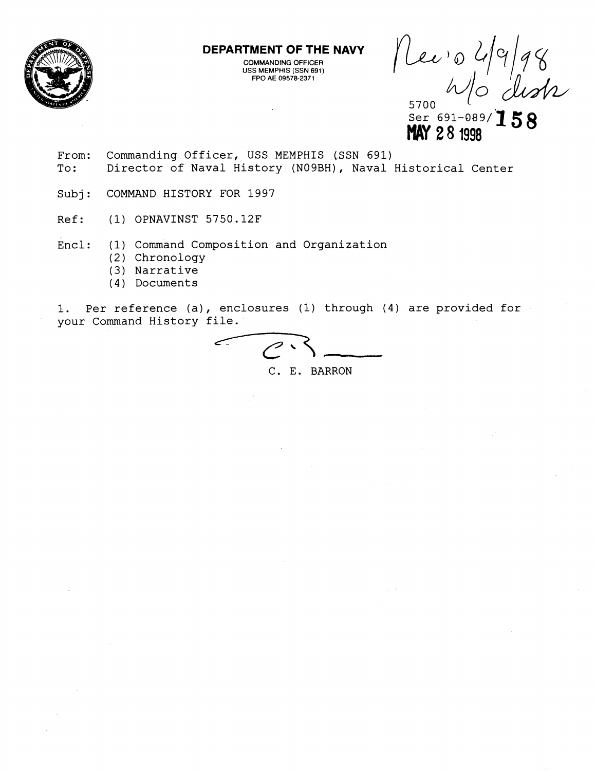**DEPARTMENT OF THE NAVY**

COMMANDING OFFICER
USS MEMPHIS (SSN 691)
FPO AE 09578-2371

Rec'd 6/9/98
w/o disk

5700
Ser 691-089/158
MAY 28 1998

From: Commanding Officer, USS MEMPHIS (SSN 691)
To: Director of Naval History (N09BH), Naval Historical Center

Subj: COMMAND HISTORY FOR 1997

Ref: (1) OPNAVINST 5750.12F

Encl: (1) Command Composition and Organization
(2) Chronology
(3) Narrative
(4) Documents

1. Per reference (a), enclosures (1) through (4) are provided for your Command History file.

C. E. BARRON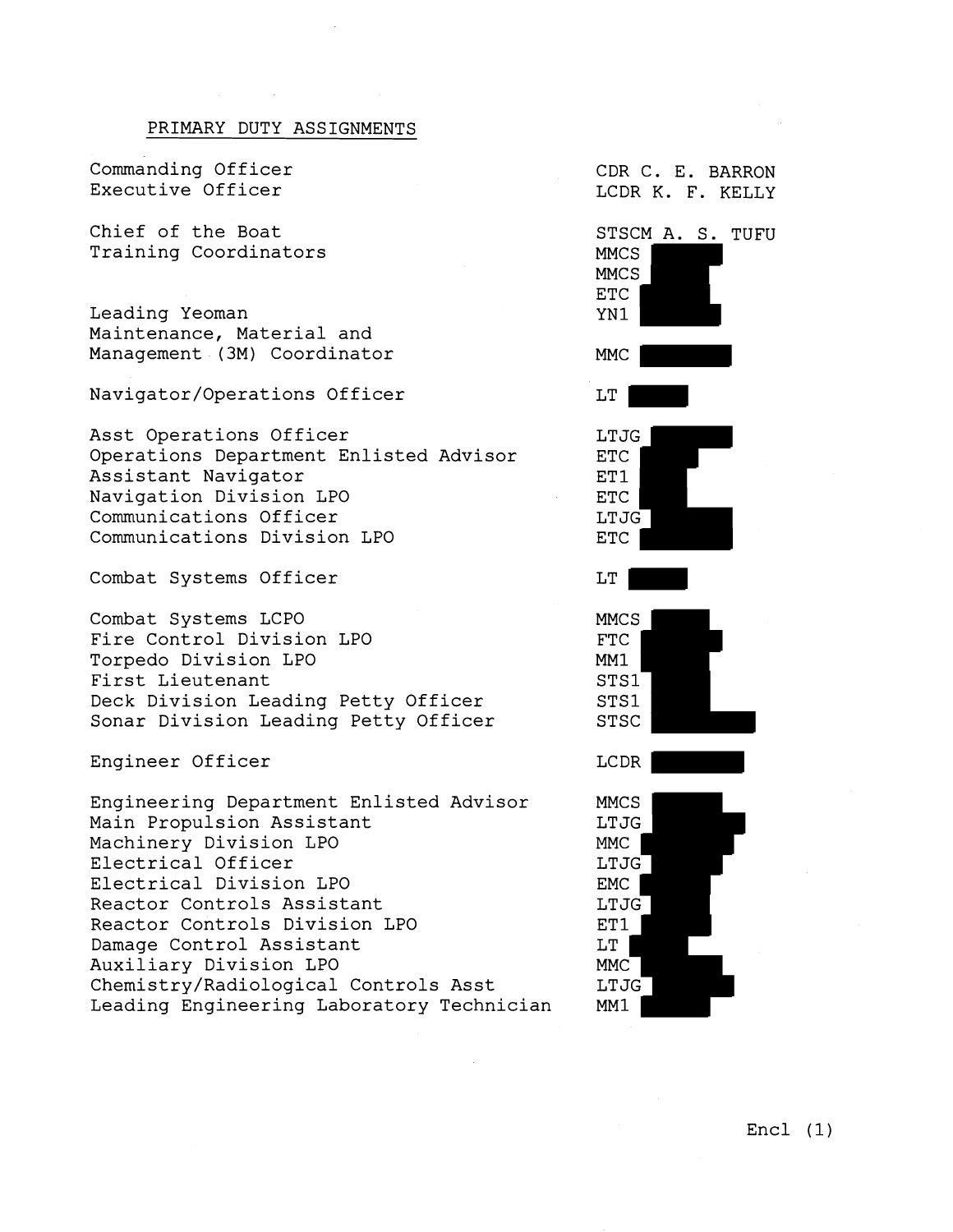## PRIMARY DUTY ASSIGNMENTS

| Assignment | Name |
|---|---|
| Commanding Officer | CDR C. E. BARRON |
| Executive Officer | LCDR K. F. KELLY |
| | |
| Chief of the Boat | STSCM A. S. TUFU |
| Training Coordinators | MMCS |
| | MMCS |
| | ETC |
| Leading Yeoman | YN1 |
| Maintenance, Material and Management (3M) Coordinator | MMC |
| | |
| Navigator/Operations Officer | LT |
| | |
| Asst Operations Officer | LTJG |
| Operations Department Enlisted Advisor | ETC |
| Assistant Navigator | ET1 |
| Navigation Division LPO | ETC |
| Communications Officer | LTJG |
| Communications Division LPO | ETC |
| | |
| Combat Systems Officer | LT |
| | |
| Combat Systems LCPO | MMCS |
| Fire Control Division LPO | FTC |
| Torpedo Division LPO | MM1 |
| First Lieutenant | STS1 |
| Deck Division Leading Petty Officer | STS1 |
| Sonar Division Leading Petty Officer | STSC |
| | |
| Engineer Officer | LCDR |
| | |
| Engineering Department Enlisted Advisor | MMCS |
| Main Propulsion Assistant | LTJG |
| Machinery Division LPO | MMC |
| Electrical Officer | LTJG |
| Electrical Division LPO | EMC |
| Reactor Controls Assistant | LTJG |
| Reactor Controls Division LPO | ET1 |
| Damage Control Assistant | LT |
| Auxiliary Division LPO | MMC |
| Chemistry/Radiological Controls Asst | LTJG |
| Leading Engineering Laboratory Technician | MM1 |

Encl (1)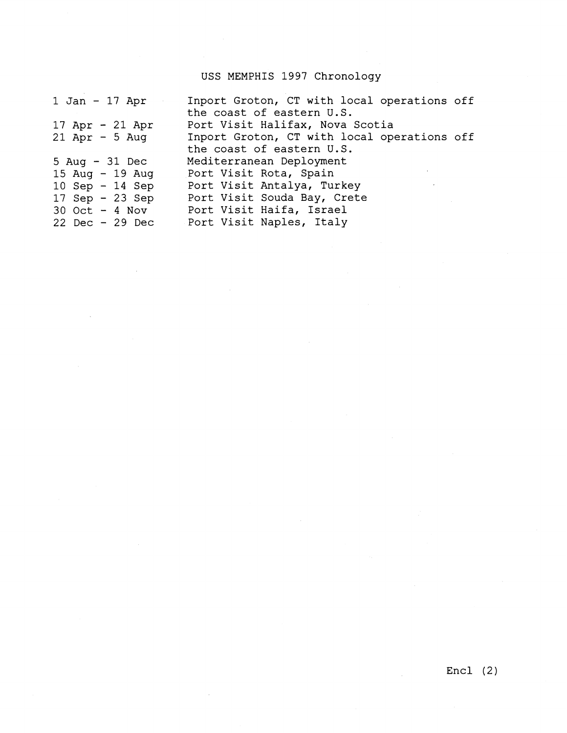# USS MEMPHIS 1997 Chronology

| | |
|---|---|
| 1 Jan - 17 Apr | Inport Groton, CT with local operations off the coast of eastern U.S. |
| 17 Apr - 21 Apr | Port Visit Halifax, Nova Scotia |
| 21 Apr - 5 Aug | Inport Groton, CT with local operations off the coast of eastern U.S. |
| 5 Aug - 31 Dec | Mediterranean Deployment |
| 15 Aug - 19 Aug | Port Visit Rota, Spain |
| 10 Sep - 14 Sep | Port Visit Antalya, Turkey |
| 17 Sep - 23 Sep | Port Visit Souda Bay, Crete |
| 30 Oct - 4 Nov | Port Visit Haifa, Israel |
| 22 Dec - 29 Dec | Port Visit Naples, Italy |

Encl (2)